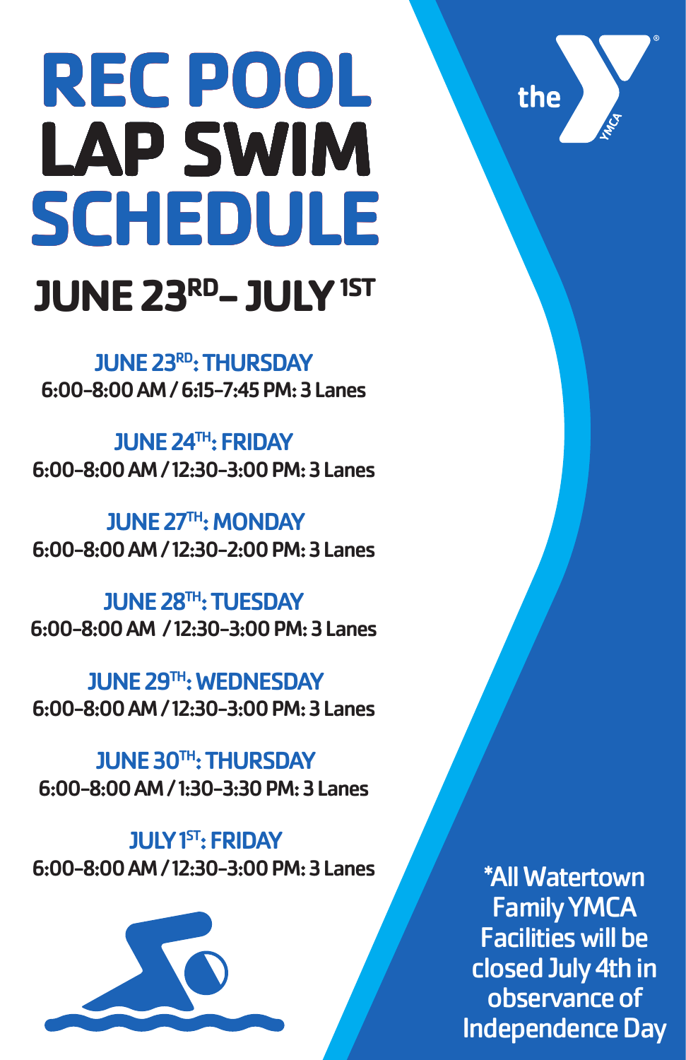# REC POOL LAP SWIM SCHEDULE

## JUNE 23RD – JULY 1ST

**JUNE 23RD: THURSDAY**
6:00-8:00 AM / 6:15-7:45 PM: 3 Lanes

**JUNE 24TH: FRIDAY**
6:00-8:00 AM / 12:30-3:00 PM: 3 Lanes

**JUNE 27TH: MONDAY**
6:00-8:00 AM / 12:30-2:00 PM: 3 Lanes

**JUNE 28TH: TUESDAY**
6:00-8:00 AM / 12:30-3:00 PM: 3 Lanes

**JUNE 29TH: WEDNESDAY**
6:00-8:00 AM / 12:30-3:00 PM: 3 Lanes

**JUNE 30TH: THURSDAY**
6:00-8:00 AM / 1:30-3:30 PM: 3 Lanes

**JULY 1ST: FRIDAY**
6:00-8:00 AM / 12:30-3:00 PM: 3 Lanes

the YMCA

*All Watertown Family YMCA Facilities will be closed July 4th in observance of Independence Day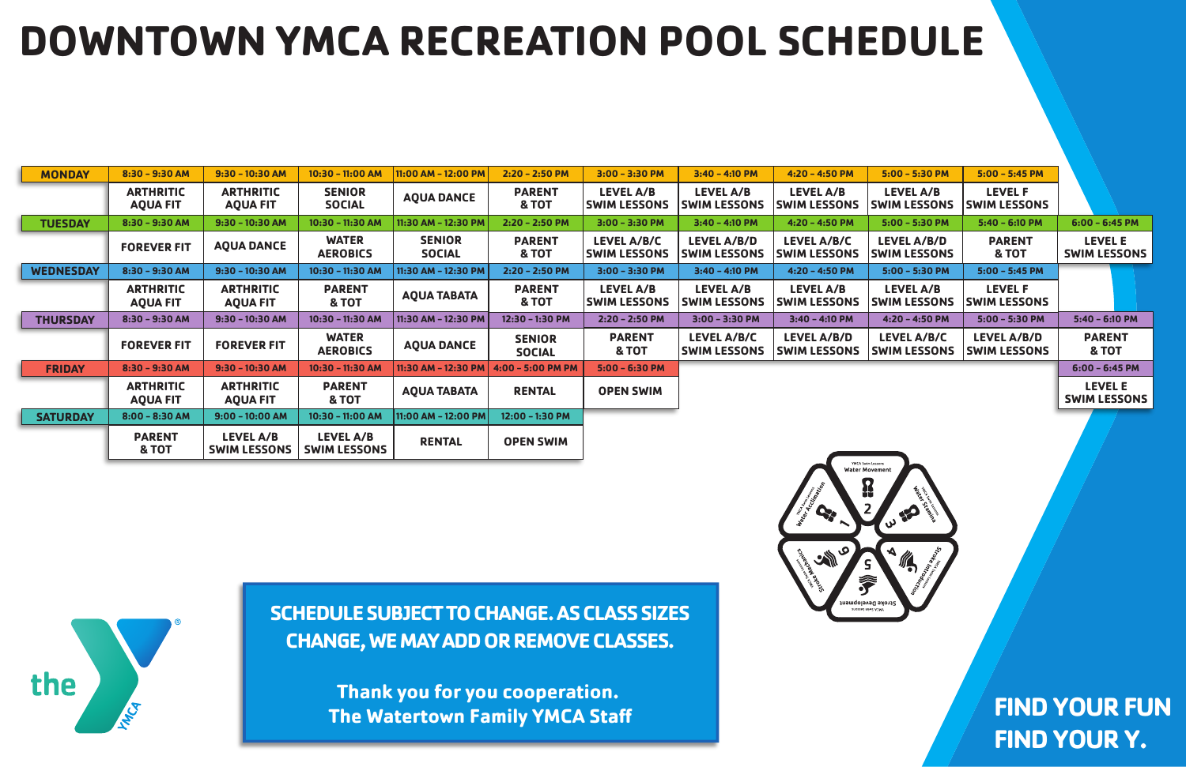# DOWNTOWN YMCA RECREATION POOL SCHEDULE

| | | | | | | | | | | | |
|---|---|---|---|---|---|---|---|---|---|---|---|
| **MONDAY** | 8:30 – 9:30 AM | 9:30 – 10:30 AM | 10:30 – 11:00 AM | 11:00 AM – 12:00 PM | 2:20 – 2:50 PM | 3:00 – 3:30 PM | 3:40 – 4:10 PM | 4:20 – 4:50 PM | 5:00 – 5:30 PM | 5:00 – 5:45 PM | |
| | ARTHRITIC AQUA FIT | ARTHRITIC AQUA FIT | SENIOR SOCIAL | AQUA DANCE | PARENT & TOT | LEVEL A/B SWIM LESSONS | LEVEL A/B SWIM LESSONS | LEVEL A/B SWIM LESSONS | LEVEL A/B SWIM LESSONS | LEVEL F SWIM LESSONS | |
| **TUESDAY** | 8:30 – 9:30 AM | 9:30 – 10:30 AM | 10:30 – 11:30 AM | 11:30 AM – 12:30 PM | 2:20 – 2:50 PM | 3:00 – 3:30 PM | 3:40 – 4:10 PM | 4:20 – 4:50 PM | 5:00 – 5:30 PM | 5:40 – 6:10 PM | 6:00 – 6:45 PM |
| | FOREVER FIT | AQUA DANCE | WATER AEROBICS | SENIOR SOCIAL | PARENT & TOT | LEVEL A/B/C SWIM LESSONS | LEVEL A/B/D SWIM LESSONS | LEVEL A/B/C SWIM LESSONS | LEVEL A/B/D SWIM LESSONS | PARENT & TOT | LEVEL E SWIM LESSONS |
| **WEDNESDAY** | 8:30 – 9:30 AM | 9:30 – 10:30 AM | 10:30 – 11:30 AM | 11:30 AM – 12:30 PM | 2:20 – 2:50 PM | 3:00 – 3:30 PM | 3:40 – 4:10 PM | 4:20 – 4:50 PM | 5:00 – 5:30 PM | 5:00 – 5:45 PM | |
| | ARTHRITIC AQUA FIT | ARTHRITIC AQUA FIT | PARENT & TOT | AQUA TABATA | PARENT & TOT | LEVEL A/B SWIM LESSONS | LEVEL A/B SWIM LESSONS | LEVEL A/B SWIM LESSONS | LEVEL A/B SWIM LESSONS | LEVEL F SWIM LESSONS | |
| **THURSDAY** | 8:30 – 9:30 AM | 9:30 – 10:30 AM | 10:30 – 11:30 AM | 11:30 AM – 12:30 PM | 12:30 – 1:30 PM | 2:20 – 2:50 PM | 3:00 – 3:30 PM | 3:40 – 4:10 PM | 4:20 – 4:50 PM | 5:00 – 5:30 PM | 5:40 – 6:10 PM |
| | FOREVER FIT | FOREVER FIT | WATER AEROBICS | AQUA DANCE | SENIOR SOCIAL | PARENT & TOT | LEVEL A/B/C SWIM LESSONS | LEVEL A/B/D SWIM LESSONS | LEVEL A/B/C SWIM LESSONS | LEVEL A/B/D SWIM LESSONS | PARENT & TOT |
| **FRIDAY** | 8:30 – 9:30 AM | 9:30 – 10:30 AM | 10:30 – 11:30 AM | 11:30 AM – 12:30 PM | 4:00 – 5:00 PM PM | 5:00 – 6:30 PM | | | | | 6:00 – 6:45 PM |
| | ARTHRITIC AQUA FIT | ARTHRITIC AQUA FIT | PARENT & TOT | AQUA TABATA | RENTAL | OPEN SWIM | | | | | LEVEL E SWIM LESSONS |
| **SATURDAY** | 8:00 – 8:30 AM | 9:00 – 10:00 AM | 10:30 – 11:00 AM | 11:00 AM – 12:00 PM | 12:00 – 1:30 PM | | | | | | |
| | PARENT & TOT | LEVEL A/B SWIM LESSONS | LEVEL A/B SWIM LESSONS | RENTAL | OPEN SWIM | | | | | | |

YMCA Swim Lessons
1 Water Acclimation
2 Water Movement
3 Water Stamina
4 Stroke Introduction
5 Stroke Development
6 Stroke Mechanics

**SCHEDULE SUBJECT TO CHANGE. AS CLASS SIZES CHANGE, WE MAY ADD OR REMOVE CLASSES.**

**Thank you for you cooperation.**
**The Watertown Family YMCA Staff**

the YMCA

**FIND YOUR FUN**
**FIND YOUR Y.**